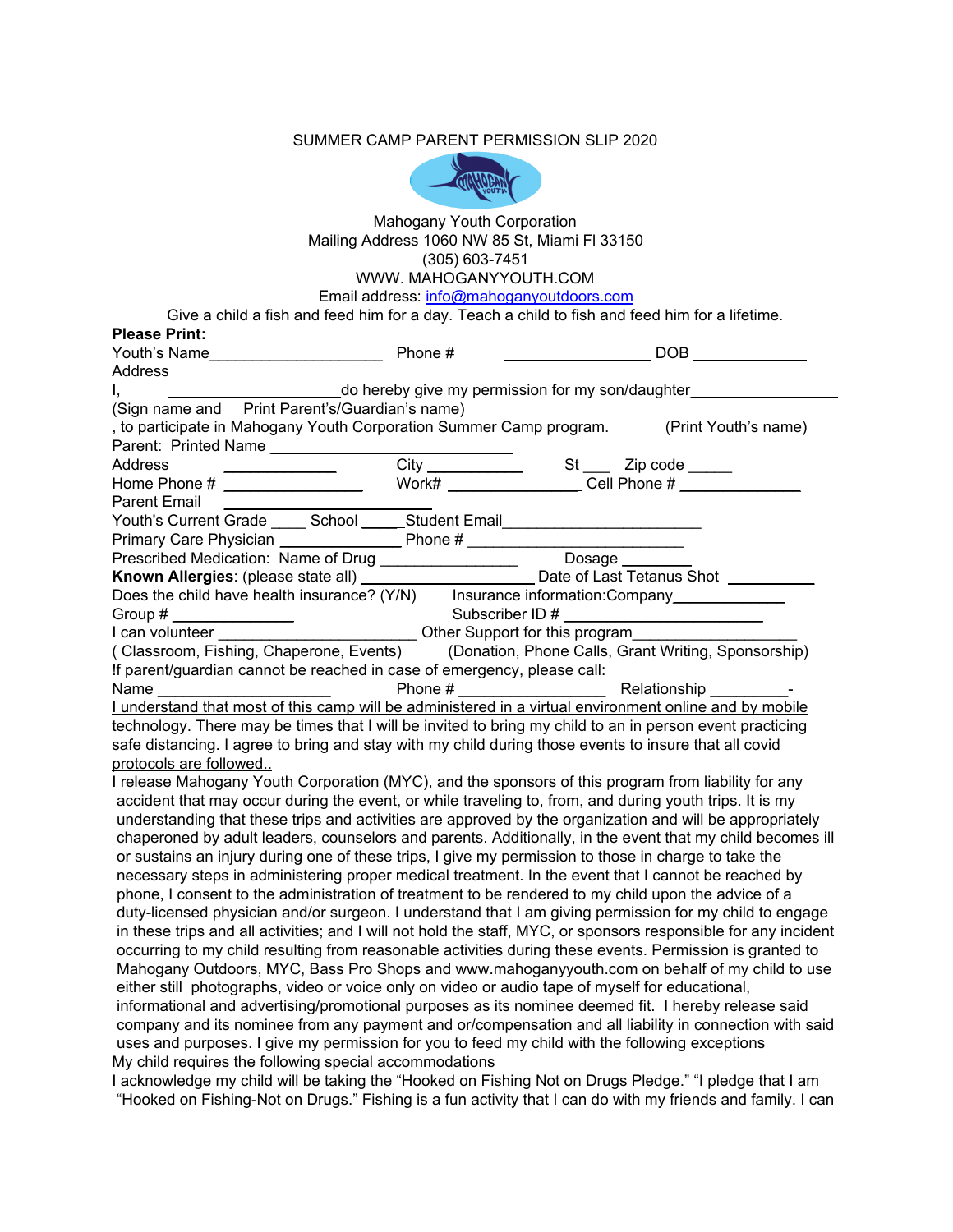SUMMER CAMP PARENT PERMISSION SLIP 2020

Mahogany Youth Corporation
Mailing Address 1060 NW 85 St, Miami Fl 33150
(305) 603-7451
WWW. MAHOGANYYOUTH.COM
Email address: info@mahoganyoutdoors.com

Give a child a fish and feed him for a day. Teach a child to fish and feed him for a lifetime.

**Please Print:**

Youth's Name____________________ Phone # _________________ DOB _____________

Address

I, ____________________do hereby give my permission for my son/daughter________________

(Sign name and Print Parent's/Guardian's name) (Print Youth's name)

, to participate in Mahogany Youth Corporation Summer Camp program.

Parent: Printed Name ____________________________

Address _____________ City ___________ St ___ Zip code _____

Home Phone # ________________ Work# _______________ Cell Phone # ______________

Parent Email ______________________

Youth's Current Grade ____ School _____Student Email_______________________

Primary Care Physician ______________ Phone # _________________________

Prescribed Medication: Name of Drug ________________ Dosage ________

**Known Allergies**: (please state all) ____________________ Date of Last Tetanus Shot __________

Does the child have health insurance? (Y/N) Insurance information:Company_____________

Group # ______________ Subscriber ID # _______________________

I can volunteer _______________________ Other Support for this program___________________

( Classroom, Fishing, Chaperone, Events) (Donation, Phone Calls, Grant Writing, Sponsorship)

!f parent/guardian cannot be reached in case of emergency, please call:

Name ____________________ Phone # ________________ Relationship _________-

I understand that most of this camp will be administered in a virtual environment online and by mobile technology. There may be times that I will be invited to bring my child to an in person event practicing safe distancing. I agree to bring and stay with my child during those events to insure that all covid protocols are followed..

I release Mahogany Youth Corporation (MYC), and the sponsors of this program from liability for any accident that may occur during the event, or while traveling to, from, and during youth trips. It is my understanding that these trips and activities are approved by the organization and will be appropriately chaperoned by adult leaders, counselors and parents. Additionally, in the event that my child becomes ill or sustains an injury during one of these trips, I give my permission to those in charge to take the necessary steps in administering proper medical treatment. In the event that I cannot be reached by phone, I consent to the administration of treatment to be rendered to my child upon the advice of a duty-licensed physician and/or surgeon. I understand that I am giving permission for my child to engage in these trips and all activities; and I will not hold the staff, MYC, or sponsors responsible for any incident occurring to my child resulting from reasonable activities during these events. Permission is granted to Mahogany Outdoors, MYC, Bass Pro Shops and www.mahoganyyouth.com on behalf of my child to use either still photographs, video or voice only on video or audio tape of myself for educational, informational and advertising/promotional purposes as its nominee deemed fit. I hereby release said company and its nominee from any payment and or/compensation and all liability in connection with said uses and purposes. I give my permission for you to feed my child with the following exceptions

My child requires the following special accommodations

I acknowledge my child will be taking the "Hooked on Fishing Not on Drugs Pledge." "I pledge that I am "Hooked on Fishing-Not on Drugs." Fishing is a fun activity that I can do with my friends and family. I can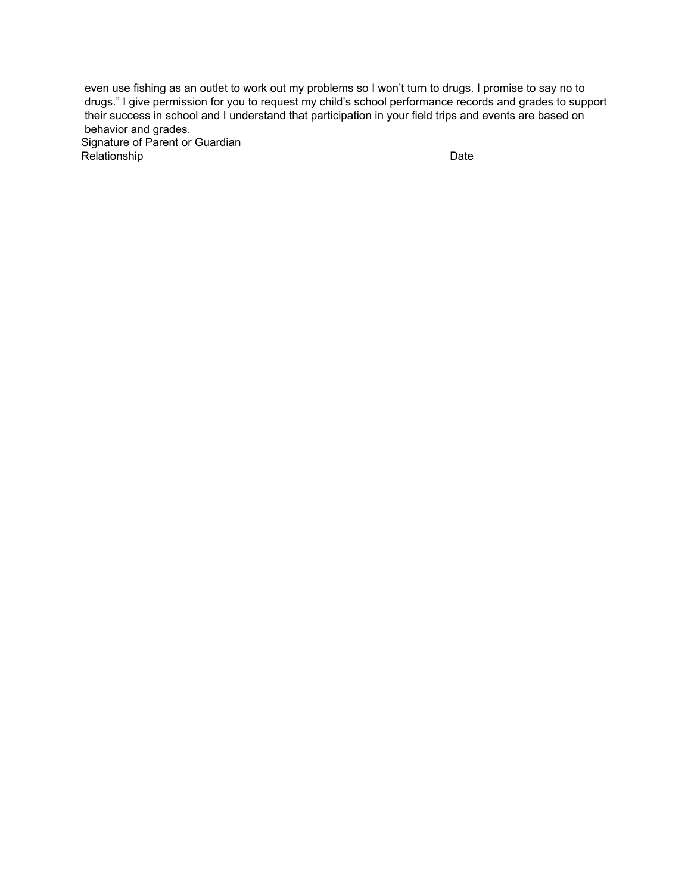even use fishing as an outlet to work out my problems so I won't turn to drugs. I promise to say no to drugs." I give permission for you to request my child's school performance records and grades to support their success in school and I understand that participation in your field trips and events are based on behavior and grades.

Signature of Parent or Guardian

Relationship Date